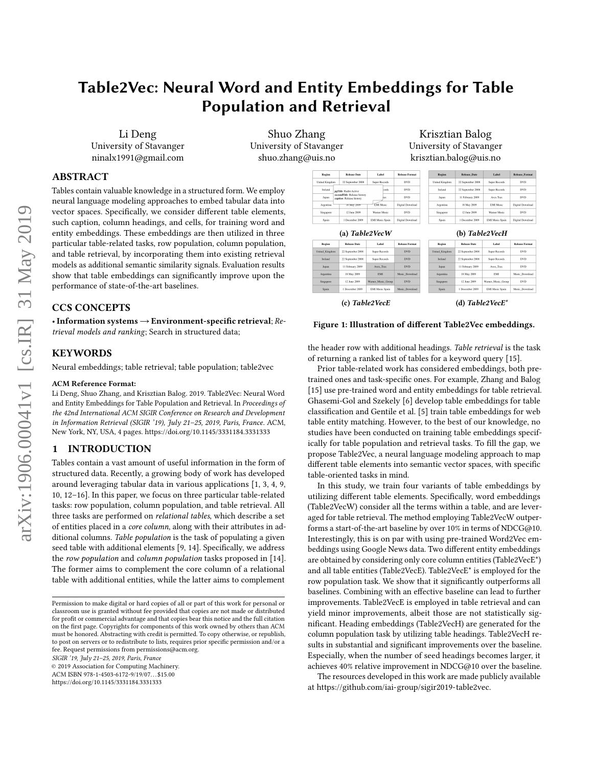# Table2Vec: Neural Word and Entity Embeddings for Table Population and Retrieval

Li Deng
University of Stavanger
ninalx1991@gmail.com

Shuo Zhang
University of Stavanger
shuo.zhang@uis.no

Krisztian Balog
University of Stavanger
krisztian.balog@uis.no

## ABSTRACT

Tables contain valuable knowledge in a structured form. We employ neural language modeling approaches to embed tabular data into vector spaces. Specifically, we consider different table elements, such caption, column headings, and cells, for training word and entity embeddings. These embeddings are then utilized in three particular table-related tasks, row population, column population, and table retrieval, by incorporating them into existing retrieval models as additional semantic similarity signals. Evaluation results show that table embeddings can significantly improve upon the performance of state-of-the-art baselines.

## CCS CONCEPTS

• **Information systems → Environment-specific retrieval**; *Retrieval models and ranking*; Search in structured data;

## KEYWORDS

Neural embeddings; table retrieval; table population; table2vec

**ACM Reference Format:**
Li Deng, Shuo Zhang, and Krisztian Balog. 2019. Table2Vec: Neural Word and Entity Embeddings for Table Population and Retrieval. In *Proceedings of the 42nd International ACM SIGIR Conference on Research and Development in Information Retrieval (SIGIR '19), July 21–25, 2019, Paris, France.* ACM, New York, NY, USA, 4 pages. https://doi.org/10.1145/3331184.3331333

## 1 INTRODUCTION

Tables contain a vast amount of useful information in the form of structured data. Recently, a growing body of work has developed around leveraging tabular data in various applications [1, 3, 4, 9, 10, 12–16]. In this paper, we focus on three particular table-related tasks: row population, column population, and table retrieval. All three tasks are performed on *relational tables*, which describe a set of entities placed in a *core column*, along with their attributes in additional columns. *Table population* is the task of populating a given seed table with additional elements [9, 14]. Specifically, we address the *row population* and *column population* tasks proposed in [14]. The former aims to complement the core column of a relational table with additional entities, while the latter aims to complement the header row with additional headings. *Table retrieval* is the task of returning a ranked list of tables for a keyword query [15].

| Region | Release Date | Label | Release Format |
|---|---|---|---|
| United Kingdom | 22 September 2008 | Super Records | DVD |
| Ireland | 22 September 2008 | Super Records | DVD |
| Japan | 11 February 2009 | Avex Trax | DVD |
| Argentina | 18 May 2009 | EMI Music | Digital Download |
| Singapore | 12 June 2009 | Warner Music | DVD |
| Spain | 1 December 2009 | EMI Music Spain | Digital Download |

pgTitle: Radios Active
secondTitle: Release history
caption: Release history

**(a) *Table2VecW***

| Region | Release_Date | Label | Release_Format |
|---|---|---|---|
| United Kingdom | 22 September 2008 | Super Records | DVD |
| Ireland | 22 September 2008 | Super Records | DVD |
| Japan | 11 February 2009 | Avex Trax | DVD |
| Argentina | 18 May 2009 | EMI Music | Digital Download |
| Singapore | 12 June 2009 | Warner Music | DVD |
| Spain | 1 December 2009 | EMI Music Spain | Digital Download |

**(b) *Table2VecH***

| Region | Release Date | Label | Release Format |
|---|---|---|---|
| United_Kingdom | 22 September 2008 | Super Records | DVD |
| Ireland | 22 September 2008 | Super Records | DVD |
| Japan | 11 February 2009 | Avex_Trax | DVD |
| Argentina | 18 May 2009 | EMI | Music_Download |
| Singapore | 12 June 2009 | Warner_Music_Group | DVD |
| Spain | 1 December 2009 | EMI Music Spain | Music_Download |

**(c) *Table2VecE***

| Region | Release Date | Label | Release Format |
|---|---|---|---|
| United_Kingdom | 22 September 2008 | Super Records | DVD |
| Ireland | 22 September 2008 | Super Records | DVD |
| Japan | 11 February 2009 | Avex_Trax | DVD |
| Argentina | 18 May 2009 | EMI | Music_Download |
| Singapore | 12 June 2009 | Warner_Music_Group | DVD |
| Spain | 1 December 2009 | EMI Music Spain | Music_Download |

**(d) *Table2VecE****

**Figure 1: Illustration of different Table2Vec embeddings.**

Prior table-related work has considered embeddings, both pre-trained ones and task-specific ones. For example, Zhang and Balog [15] use pre-trained word and entity embeddings for table retrieval. Ghasemi-Gol and Szekely [6] develop table embeddings for table classification and Gentile et al. [5] train table embeddings for web table entity matching. However, to the best of our knowledge, no studies have been conducted on training table embeddings specifically for table population and retrieval tasks. To fill the gap, we propose Table2Vec, a neural language modeling approach to map different table elements into semantic vector spaces, with specific table-oriented tasks in mind.

In this study, we train four variants of table embeddings by utilizing different table elements. Specifically, word embeddings (Table2VecW) consider all the terms within a table, and are leveraged for table retrieval. The method employing Table2VecW outperforms a start-of-the-art baseline by over 10% in terms of NDCG@10. Interestingly, this is on par with using pre-trained Word2Vec embeddings using Google News data. Two different entity embeddings are obtained by considering only core column entities (Table2VecE*) and all table entities (Table2VecE). Table2VecE* is employed for the row population task. We show that it significantly outperforms all baselines. Combining with an effective baseline can lead to further improvements. Table2VecE is employed in table retrieval and can yield minor improvements, albeit those are not statistically significant. Heading embeddings (Table2VecH) are generated for the column population task by utilizing table headings. Table2VecH results in substantial and significant improvements over the baseline. Especially, when the number of seed headings becomes larger, it achieves 40% relative improvement in NDCG@10 over the baseline.

The resources developed in this work are made publicly available at https://github.com/iai-group/sigir2019-table2vec.

Permission to make digital or hard copies of all or part of this work for personal or classroom use is granted without fee provided that copies are not made or distributed for profit or commercial advantage and that copies bear this notice and the full citation on the first page. Copyrights for components of this work owned by others than ACM must be honored. Abstracting with credit is permitted. To copy otherwise, or republish, to post on servers or to redistribute to lists, requires prior specific permission and/or a fee. Request permissions from permissions@acm.org.
*SIGIR '19, July 21–25, 2019, Paris, France*
© 2019 Association for Computing Machinery.
ACM ISBN 978-1-4503-6172-9/19/07…$15.00
https://doi.org/10.1145/3331184.3331333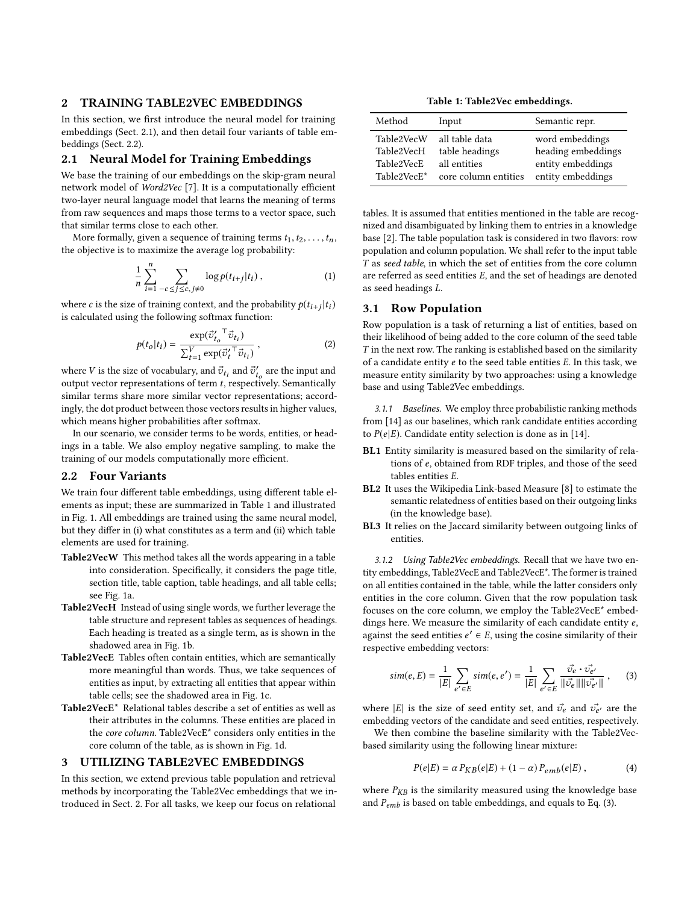## 2 TRAINING TABLE2VEC EMBEDDINGS

In this section, we first introduce the neural model for training embeddings (Sect. 2.1), and then detail four variants of table embeddings (Sect. 2.2).

### 2.1 Neural Model for Training Embeddings

We base the training of our embeddings on the skip-gram neural network model of *Word2Vec* [7]. It is a computationally efficient two-layer neural language model that learns the meaning of terms from raw sequences and maps those terms to a vector space, such that similar terms close to each other.

More formally, given a sequence of training terms $t_1, t_2, \ldots, t_n$, the objective is to maximize the average log probability:

$$\frac{1}{n}\sum_{i=1}^{n}\sum_{-c\leq j\leq c, j\neq 0}\log p(t_{i+j}|t_i)\,, \tag{1}$$

where $c$ is the size of training context, and the probability $p(t_{i+j}|t_i)$ is calculated using the following softmax function:

$$p(t_o|t_i) = \frac{\exp(\vec{v}'^{\top}_{t_o}\vec{v}_{t_i})}{\sum_{t=1}^{V}\exp(\vec{v}'^{\top}_{t}\vec{v}_{t_i})}\,, \tag{2}$$

where $V$ is the size of vocabulary, and $\vec{v}_{t_i}$ and $\vec{v}'_{t_o}$ are the input and output vector representations of term $t$, respectively. Semantically similar terms share more similar vector representations; accordingly, the dot product between those vectors results in higher values, which means higher probabilities after softmax.

In our scenario, we consider terms to be words, entities, or headings in a table. We also employ negative sampling, to make the training of our models computationally more efficient.

### 2.2 Four Variants

We train four different table embeddings, using different table elements as input; these are summarized in Table 1 and illustrated in Fig. 1. All embeddings are trained using the same neural model, but they differ in (i) what constitutes as a term and (ii) which table elements are used for training.

**Table2VecW** This method takes all the words appearing in a table into consideration. Specifically, it considers the page title, section title, table caption, table headings, and all table cells; see Fig. 1a.

**Table2VecH** Instead of using single words, we further leverage the table structure and represent tables as sequences of headings. Each heading is treated as a single term, as is shown in the shadowed area in Fig. 1b.

**Table2VecE** Tables often contain entities, which are semantically more meaningful than words. Thus, we take sequences of entities as input, by extracting all entities that appear within table cells; see the shadowed area in Fig. 1c.

**Table2VecE*** Relational tables describe a set of entities as well as their attributes in the columns. These entities are placed in the *core column*. Table2VecE* considers only entities in the core column of the table, as is shown in Fig. 1d.

## 3 UTILIZING TABLE2VEC EMBEDDINGS

In this section, we extend previous table population and retrieval methods by incorporating the Table2Vec embeddings that we introduced in Sect. 2. For all tasks, we keep our focus on relational tables. It is assumed that entities mentioned in the table are recognized and disambiguated by linking them to entries in a knowledge base [2]. The table population task is considered in two flavors: row population and column population. We shall refer to the input table $T$ as *seed table*, in which the set of entities from the core column are referred as seed entities $E$, and the set of headings are denoted as seed headings $L$.

**Table 1: Table2Vec embeddings.**

| Method | Input | Semantic repr. |
|---|---|---|
| Table2VecW | all table data | word embeddings |
| Table2VecH | table headings | heading embeddings |
| Table2VecE | all entities | entity embeddings |
| Table2VecE* | core column entities | entity embeddings |

### 3.1 Row Population

Row population is a task of returning a list of entities, based on their likelihood of being added to the core column of the seed table $T$ in the next row. The ranking is established based on the similarity of a candidate entity $e$ to the seed table entities $E$. In this task, we measure entity similarity by two approaches: using a knowledge base and using Table2Vec embeddings.

*3.1.1 Baselines.* We employ three probabilistic ranking methods from [14] as our baselines, which rank candidate entities according to $P(e|E)$. Candidate entity selection is done as in [14].

**BL1** Entity similarity is measured based on the similarity of relations of $e$, obtained from RDF triples, and those of the seed tables entities $E$.

**BL2** It uses the Wikipedia Link-based Measure [8] to estimate the semantic relatedness of entities based on their outgoing links (in the knowledge base).

**BL3** It relies on the Jaccard similarity between outgoing links of entities.

*3.1.2 Using Table2Vec embeddings.* Recall that we have two entity embeddings, Table2VecE and Table2VecE*. The former is trained on all entities contained in the table, while the latter considers only entities in the core column. Given that the row population task focuses on the core column, we employ the Table2VecE* embeddings here. We measure the similarity of each candidate entity $e$, against the seed entities $e' \in E$, using the cosine similarity of their respective embedding vectors:

$$sim(e, E) = \frac{1}{|E|}\sum_{e'\in E} sim(e, e') = \frac{1}{|E|}\sum_{e'\in E}\frac{\vec{v_e}\cdot\vec{v_{e'}}}{\|\vec{v_e}\|\|\vec{v_{e'}}\|}\,, \tag{3}$$

where $|E|$ is the size of seed entity set, and $\vec{v_e}$ and $\vec{v_{e'}}$ are the embedding vectors of the candidate and seed entities, respectively.

We then combine the baseline similarity with the Table2Vec-based similarity using the following linear mixture:

$$P(e|E) = \alpha\, P_{KB}(e|E) + (1-\alpha)\, P_{emb}(e|E)\,, \tag{4}$$

where $P_{KB}$ is the similarity measured using the knowledge base and $P_{emb}$ is based on table embeddings, and equals to Eq. (3).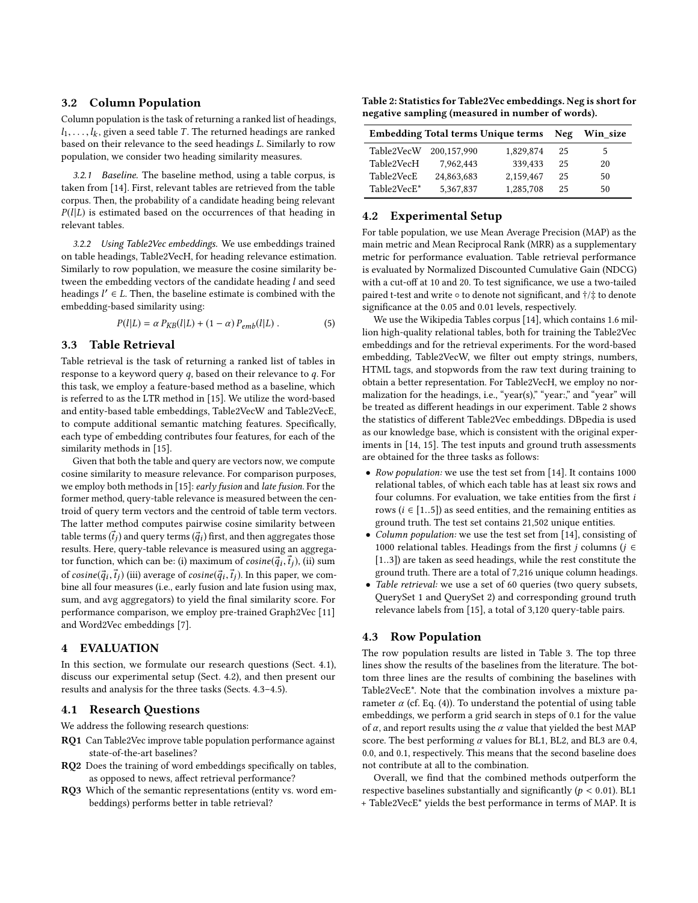### 3.2 Column Population

Column population is the task of returning a ranked list of headings, $l_1, \ldots, l_k$, given a seed table $T$. The returned headings are ranked based on their relevance to the seed headings $L$. Similarly to row population, we consider two heading similarity measures.

*3.2.1 Baseline.* The baseline method, using a table corpus, is taken from [14]. First, relevant tables are retrieved from the table corpus. Then, the probability of a candidate heading being relevant $P(l|L)$ is estimated based on the occurrences of that heading in relevant tables.

*3.2.2 Using Table2Vec embeddings.* We use embeddings trained on table headings, Table2VecH, for heading relevance estimation. Similarly to row population, we measure the cosine similarity between the embedding vectors of the candidate heading $l$ and seed headings $l' \in L$. Then, the baseline estimate is combined with the embedding-based similarity using:

$$P(l|L) = \alpha \, P_{KB}(l|L) + (1 - \alpha) \, P_{emb}(l|L) \ . \quad (5)$$

### 3.3 Table Retrieval

Table retrieval is the task of returning a ranked list of tables in response to a keyword query $q$, based on their relevance to $q$. For this task, we employ a feature-based method as a baseline, which is referred to as the LTR method in [15]. We utilize the word-based and entity-based table embeddings, Table2VecW and Table2VecE, to compute additional semantic matching features. Specifically, each type of embedding contributes four features, for each of the similarity methods in [15].

Given that both the table and query are vectors now, we compute cosine similarity to measure relevance. For comparison purposes, we employ both methods in [15]: *early fusion* and *late fusion*. For the former method, query-table relevance is measured between the centroid of query term vectors and the centroid of table term vectors. The latter method computes pairwise cosine similarity between table terms ($\vec{t}_j$) and query terms ($\vec{q}_i$) first, and then aggregates those results. Here, query-table relevance is measured using an aggregator function, which can be: (i) maximum of $cosine(\vec{q}_i, \vec{t}_j)$, (ii) sum of $cosine(\vec{q}_i, \vec{t}_j)$ (iii) average of $cosine(\vec{q}_i, \vec{t}_j)$. In this paper, we combine all four measures (i.e., early fusion and late fusion using max, sum, and avg aggregators) to yield the final similarity score. For performance comparison, we employ pre-trained Graph2Vec [11] and Word2Vec embeddings [7].

## 4 EVALUATION

In this section, we formulate our research questions (Sect. 4.1), discuss our experimental setup (Sect. 4.2), and then present our results and analysis for the three tasks (Sects. 4.3–4.5).

### 4.1 Research Questions

We address the following research questions:

- **RQ1** Can Table2Vec improve table population performance against state-of-the-art baselines?
- **RQ2** Does the training of word embeddings specifically on tables, as opposed to news, affect retrieval performance?
- **RQ3** Which of the semantic representations (entity vs. word embeddings) performs better in table retrieval?

**Table 2: Statistics for Table2Vec embeddings. Neg is short for negative sampling (measured in number of words).**

| Embedding | Total terms | Unique terms | Neg | Win_size |
|---|---|---|---|---|
| Table2VecW | 200,157,990 | 1,829,874 | 25 | 5 |
| Table2VecH | 7,962,443 | 339,433 | 25 | 20 |
| Table2VecE | 24,863,683 | 2,159,467 | 25 | 50 |
| Table2VecE* | 5,367,837 | 1,285,708 | 25 | 50 |

### 4.2 Experimental Setup

For table population, we use Mean Average Precision (MAP) as the main metric and Mean Reciprocal Rank (MRR) as a supplementary metric for performance evaluation. Table retrieval performance is evaluated by Normalized Discounted Cumulative Gain (NDCG) with a cut-off at 10 and 20. To test significance, we use a two-tailed paired t-test and write ∘ to denote not significant, and †/‡ to denote significance at the 0.05 and 0.01 levels, respectively.

We use the Wikipedia Tables corpus [14], which contains 1.6 million high-quality relational tables, both for training the Table2Vec embeddings and for the retrieval experiments. For the word-based embedding, Table2VecW, we filter out empty strings, numbers, HTML tags, and stopwords from the raw text during training to obtain a better representation. For Table2VecH, we employ no normalization for the headings, i.e., "year(s)," "year:," and "year" will be treated as different headings in our experiment. Table 2 shows the statistics of different Table2Vec embeddings. DBpedia is used as our knowledge base, which is consistent with the original experiments in [14, 15]. The test inputs and ground truth assessments are obtained for the three tasks as follows:

- *Row population:* we use the test set from [14]. It contains 1000 relational tables, of which each table has at least six rows and four columns. For evaluation, we take entities from the first $i$ rows ($i \in [1..5]$) as seed entities, and the remaining entities as ground truth. The test set contains 21,502 unique entities.
- *Column population:* we use the test set from [14], consisting of 1000 relational tables. Headings from the first $j$ columns ($j \in [1..3]$) are taken as seed headings, while the rest constitute the ground truth. There are a total of 7,216 unique column headings.
- *Table retrieval:* we use a set of 60 queries (two query subsets, QuerySet 1 and QuerySet 2) and corresponding ground truth relevance labels from [15], a total of 3,120 query-table pairs.

### 4.3 Row Population

The row population results are listed in Table 3. The top three lines show the results of the baselines from the literature. The bottom three lines are the results of combining the baselines with Table2VecE*. Note that the combination involves a mixture parameter $\alpha$ (cf. Eq. (4)). To understand the potential of using table embeddings, we perform a grid search in steps of 0.1 for the value of $\alpha$, and report results using the $\alpha$ value that yielded the best MAP score. The best performing $\alpha$ values for BL1, BL2, and BL3 are 0.4, 0.0, and 0.1, respectively. This means that the second baseline does not contribute at all to the combination.

Overall, we find that the combined methods outperform the respective baselines substantially and significantly ($p < 0.01$). BL1 + Table2VecE* yields the best performance in terms of MAP. It is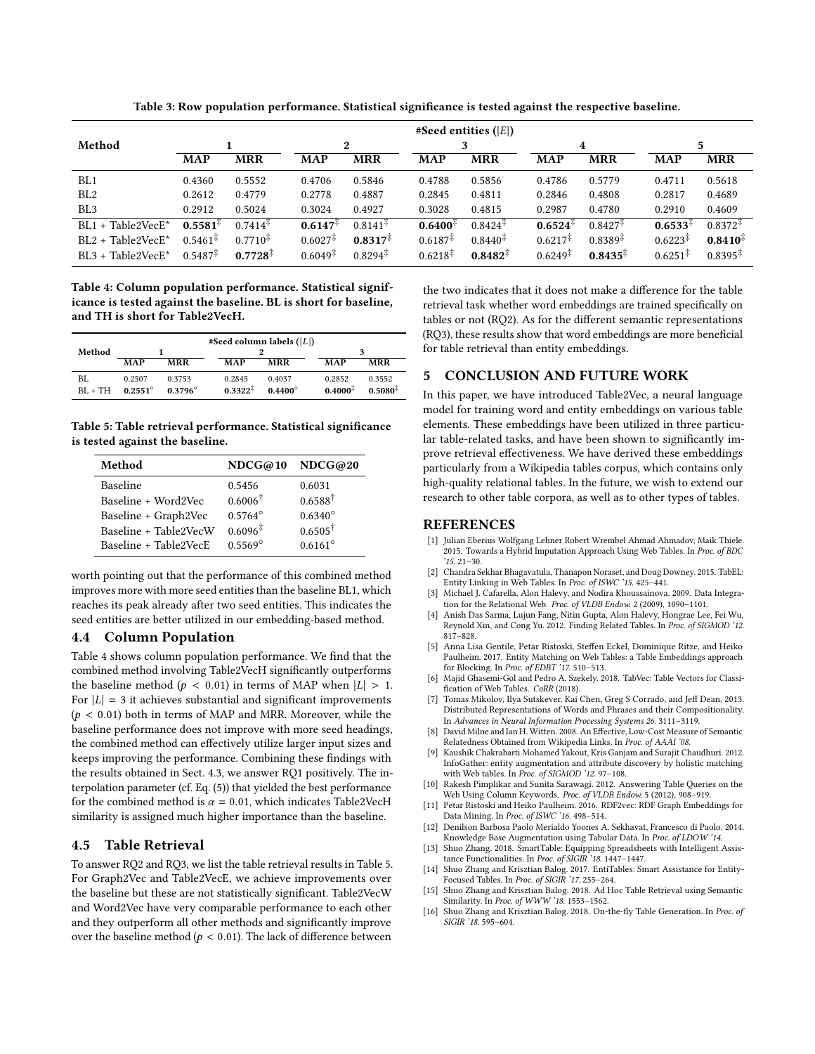Table 3: Row population performance. Statistical significance is tested against the respective baseline.

| Method | #Seed entities ($\|E\|$) | | | | | | | | | |
|---|---|---|---|---|---|---|---|---|---|---|
| | 1 | | 2 | | 3 | | 4 | | 5 | |
| | MAP | MRR | MAP | MRR | MAP | MRR | MAP | MRR | MAP | MRR |
| BL1 | 0.4360 | 0.5552 | 0.4706 | 0.5846 | 0.4788 | 0.5856 | 0.4786 | 0.5779 | 0.4711 | 0.5618 |
| BL2 | 0.2612 | 0.4779 | 0.2778 | 0.4887 | 0.2845 | 0.4811 | 0.2846 | 0.4808 | 0.2817 | 0.4689 |
| BL3 | 0.2912 | 0.5024 | 0.3024 | 0.4927 | 0.3028 | 0.4815 | 0.2987 | 0.4780 | 0.2910 | 0.4609 |
| BL1 + Table2VecE* | **0.5581**$^{\ddagger}$ | 0.7414$^{\ddagger}$ | **0.6147**$^{\ddagger}$ | 0.8141$^{\ddagger}$ | **0.6400**$^{\ddagger}$ | 0.8424$^{\ddagger}$ | **0.6524**$^{\ddagger}$ | 0.8427$^{\ddagger}$ | **0.6533**$^{\ddagger}$ | 0.8372$^{\ddagger}$ |
| BL2 + Table2VecE* | 0.5461$^{\ddagger}$ | 0.7710$^{\ddagger}$ | 0.6027$^{\ddagger}$ | **0.8317**$^{\ddagger}$ | 0.6187$^{\ddagger}$ | 0.8440$^{\ddagger}$ | 0.6217$^{\ddagger}$ | 0.8389$^{\ddagger}$ | 0.6223$^{\ddagger}$ | **0.8410**$^{\ddagger}$ |
| BL3 + Table2VecE* | 0.5487$^{\ddagger}$ | **0.7728**$^{\ddagger}$ | 0.6049$^{\ddagger}$ | 0.8294$^{\ddagger}$ | 0.6218$^{\ddagger}$ | **0.8482**$^{\ddagger}$ | 0.6249$^{\ddagger}$ | **0.8435**$^{\ddagger}$ | 0.6251$^{\ddagger}$ | 0.8395$^{\ddagger}$ |

**Table 4: Column population performance. Statistical significance is tested against the baseline. BL is short for baseline, and TH is short for Table2VecH.**

| Method | #Seed column labels ($\|L\|$) | | | | | |
|---|---|---|---|---|---|---|
| | 1 | | 2 | | 3 | |
| | MAP | MRR | MAP | MRR | MAP | MRR |
| BL | 0.2507 | 0.3753 | 0.2845 | 0.4037 | 0.2852 | 0.3552 |
| BL + TH | **0.2551**$^{\circ}$ | **0.3796**$^{\circ}$ | **0.3322**$^{\ddagger}$ | **0.4400**$^{\circ}$ | **0.4000**$^{\ddagger}$ | **0.5080**$^{\ddagger}$ |

**Table 5: Table retrieval performance. Statistical significance is tested against the baseline.**

| Method | NDCG@10 | NDCG@20 |
|---|---|---|
| Baseline | 0.5456 | 0.6031 |
| Baseline + Word2Vec | 0.6006$^{\dagger}$ | 0.6588$^{\dagger}$ |
| Baseline + Graph2Vec | 0.5764$^{\circ}$ | 0.6340$^{\circ}$ |
| Baseline + Table2VecW | 0.6096$^{\ddagger}$ | 0.6505$^{\dagger}$ |
| Baseline + Table2VecE | 0.5569$^{\circ}$ | 0.6161$^{\circ}$ |

worth pointing out that the performance of this combined method improves more with more seed entities than the baseline BL1, which reaches its peak already after two seed entities. This indicates the seed entities are better utilized in our embedding-based method.

## 4.4 Column Population

Table 4 shows column population performance. We find that the combined method involving Table2VecH significantly outperforms the baseline method ($p < 0.01$) in terms of MAP when $|L| > 1$. For $|L| = 3$ it achieves substantial and significant improvements ($p < 0.01$) both in terms of MAP and MRR. Moreover, while the baseline performance does not improve with more seed headings, the combined method can effectively utilize larger input sizes and keeps improving the performance. Combining these findings with the results obtained in Sect. 4.3, we answer RQ1 positively. The interpolation parameter (cf. Eq. (5)) that yielded the best performance for the combined method is $\alpha = 0.01$, which indicates Table2VecH similarity is assigned much higher importance than the baseline.

## 4.5 Table Retrieval

To answer RQ2 and RQ3, we list the table retrieval results in Table 5. For Graph2Vec and Table2VecE, we achieve improvements over the baseline but these are not statistically significant. Table2VecW and Word2Vec have very comparable performance to each other and they outperform all other methods and significantly improve over the baseline method ($p < 0.01$). The lack of difference between the two indicates that it does not make a difference for the table retrieval task whether word embeddings are trained specifically on tables or not (RQ2). As for the different semantic representations (RQ3), these results show that word embeddings are more beneficial for table retrieval than entity embeddings.

# 5 CONCLUSION AND FUTURE WORK

In this paper, we have introduced Table2Vec, a neural language model for training word and entity embeddings on various table elements. These embeddings have been utilized in three particular table-related tasks, and have been shown to significantly improve retrieval effectiveness. We have derived these embeddings particularly from a Wikipedia tables corpus, which contains only high-quality relational tables. In the future, we wish to extend our research to other table corpora, as well as to other types of tables.

# REFERENCES

[1] Julian Eberius Wolfgang Lehner Robert Wrembel Ahmad Ahmadov, Maik Thiele. 2015. Towards a Hybrid Imputation Approach Using Web Tables. In *Proc. of BDC '15*. 21–30.

[2] Chandra Sekhar Bhagavatula, Thanapon Noraset, and Doug Downey. 2015. TabEL: Entity Linking in Web Tables. In *Proc. of ISWC '15*. 425–441.

[3] Michael J. Cafarella, Alon Halevy, and Nodira Khoussainova. 2009. Data Integration for the Relational Web. *Proc. of VLDB Endow.* 2 (2009), 1090–1101.

[4] Anish Das Sarma, Lujun Fang, Nitin Gupta, Alon Halevy, Hongrae Lee, Fei Wu, Reynold Xin, and Cong Yu. 2012. Finding Related Tables. In *Proc. of SIGMOD '12*. 817–828.

[5] Anna Lisa Gentile, Petar Ristoski, Steffen Eckel, Dominique Ritze, and Heiko Paulheim. 2017. Entity Matching on Web Tables: a Table Embeddings approach for Blocking. In *Proc. of EDBT '17*. 510–513.

[6] Majid Ghasemi-Gol and Pedro A. Szekely. 2018. TabVec: Table Vectors for Classification of Web Tables. *CoRR* (2018).

[7] Tomas Mikolov, Ilya Sutskever, Kai Chen, Greg S Corrado, and Jeff Dean. 2013. Distributed Representations of Words and Phrases and their Compositionality. In *Advances in Neural Information Processing Systems 26*. 3111–3119.

[8] David Milne and Ian H. Witten. 2008. An Effective, Low-Cost Measure of Semantic Relatedness Obtained from Wikipedia Links. In *Proc. of AAAI '08*.

[9] Kaushik Chakrabarti Mohamed Yakout, Kris Ganjam and Surajit Chaudhuri. 2012. InfoGather: entity augmentation and attribute discovery by holistic matching with Web tables. In *Proc. of SIGMOD '12*. 97–108.

[10] Rakesh Pimplikar and Sunita Sarawagi. 2012. Answering Table Queries on the Web Using Column Keywords. *Proc. of VLDB Endow.* 5 (2012), 908–919.

[11] Petar Ristoski and Heiko Paulheim. 2016. RDF2vec: RDF Graph Embeddings for Data Mining. In *Proc. of ISWC '16*. 498–514.

[12] Denilson Barbosa Paolo Merialdo Yoones A. Sekhavat, Francesco di Paolo. 2014. Knowledge Base Augmentation using Tabular Data. In *Proc. of LDOW '14*.

[13] Shuo Zhang. 2018. SmartTable: Equipping Spreadsheets with Intelligent Assistance Functionalities. In *Proc. of SIGIR '18*. 1447–1447.

[14] Shuo Zhang and Krisztian Balog. 2017. EntiTables: Smart Assistance for Entity-Focused Tables. In *Proc. of SIGIR '17*. 255–264.

[15] Shuo Zhang and Krisztian Balog. 2018. Ad Hoc Table Retrieval using Semantic Similarity. In *Proc. of WWW '18*. 1553–1562.

[16] Shuo Zhang and Krisztian Balog. 2018. On-the-fly Table Generation. In *Proc. of SIGIR '18*. 595–604.